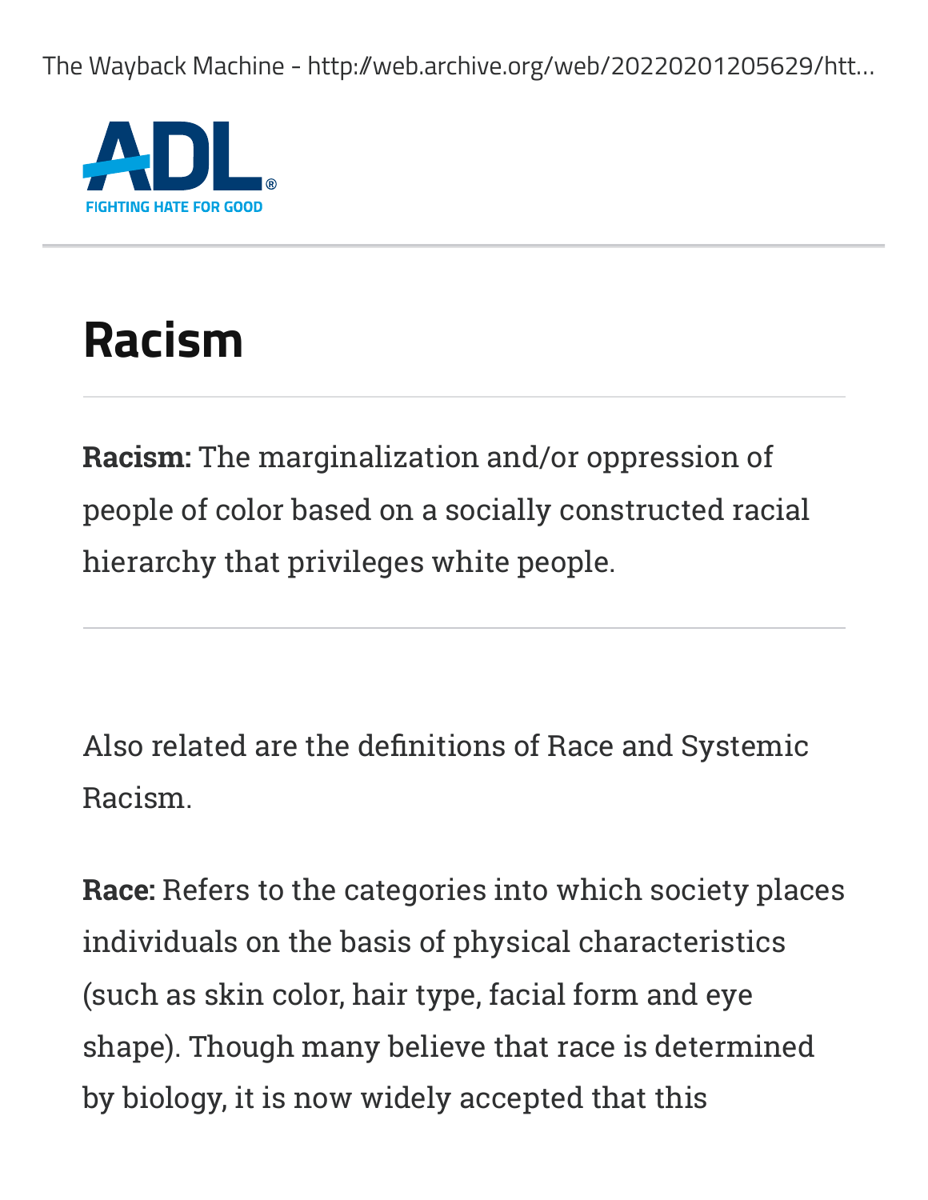The Wayback Machine - http://web.archive.org/web/20220201205629/htt...

ADL

FIGHTING HATE FOR GOOD

# Racism

**Racism:** The marginalization and/or oppression of people of color based on a socially constructed racial hierarchy that privileges white people.

Also related are the definitions of Race and Systemic Racism.

**Race:** Refers to the categories into which society places individuals on the basis of physical characteristics (such as skin color, hair type, facial form and eye shape). Though many believe that race is determined by biology, it is now widely accepted that this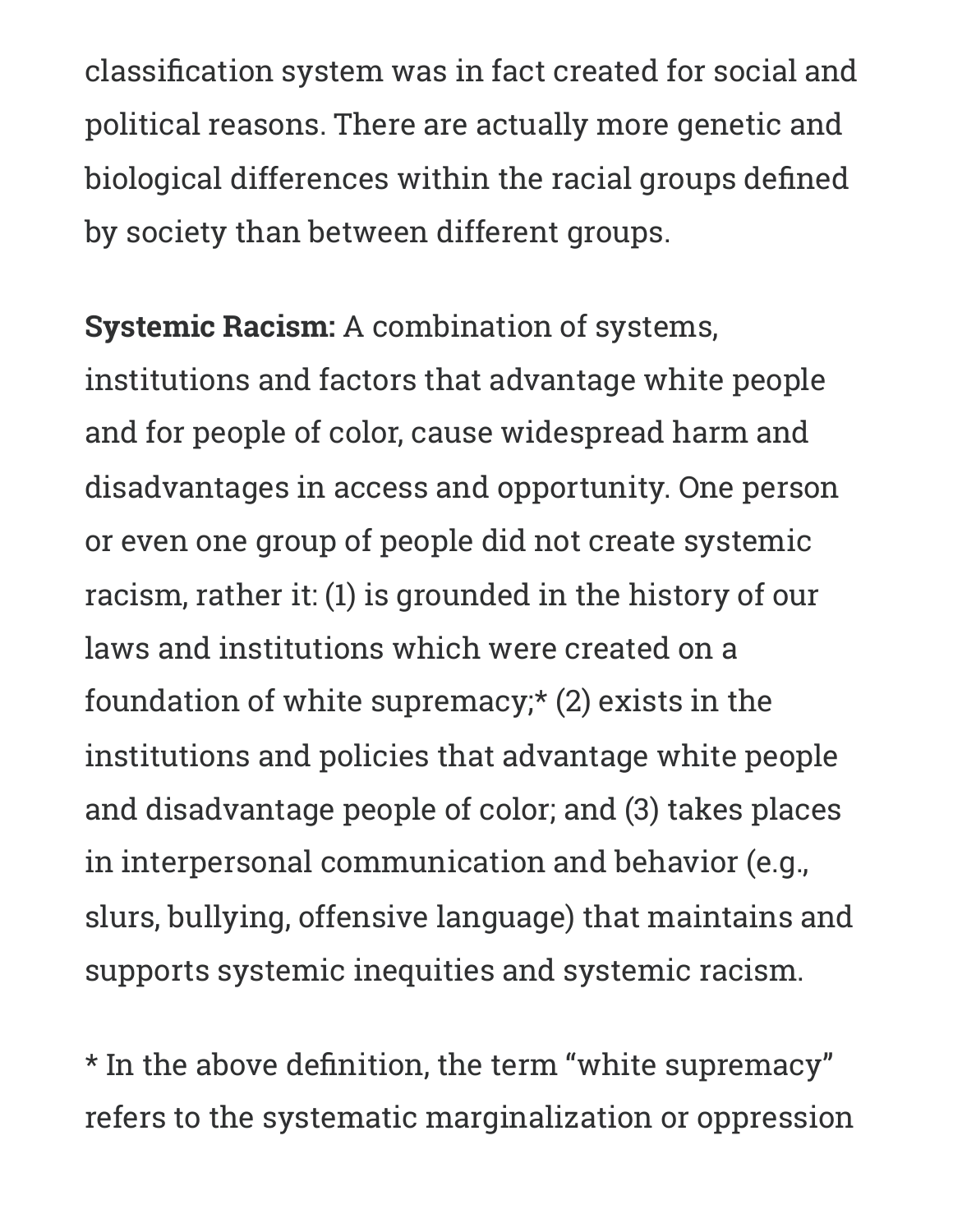classification system was in fact created for social and political reasons. There are actually more genetic and biological differences within the racial groups defined by society than between different groups.

**Systemic Racism:** A combination of systems, institutions and factors that advantage white people and for people of color, cause widespread harm and disadvantages in access and opportunity. One person or even one group of people did not create systemic racism, rather it: (1) is grounded in the history of our laws and institutions which were created on a foundation of white supremacy;* (2) exists in the institutions and policies that advantage white people and disadvantage people of color; and (3) takes places in interpersonal communication and behavior (e.g., slurs, bullying, offensive language) that maintains and supports systemic inequities and systemic racism.

* In the above definition, the term "white supremacy" refers to the systematic marginalization or oppression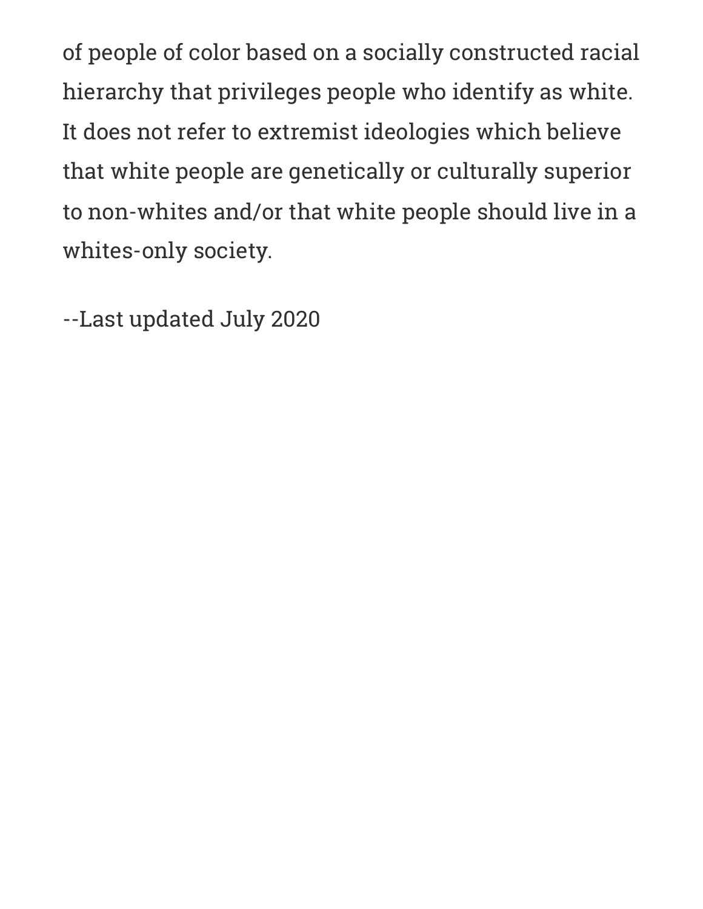of people of color based on a socially constructed racial hierarchy that privileges people who identify as white. It does not refer to extremist ideologies which believe that white people are genetically or culturally superior to non-whites and/or that white people should live in a whites-only society.

--Last updated July 2020